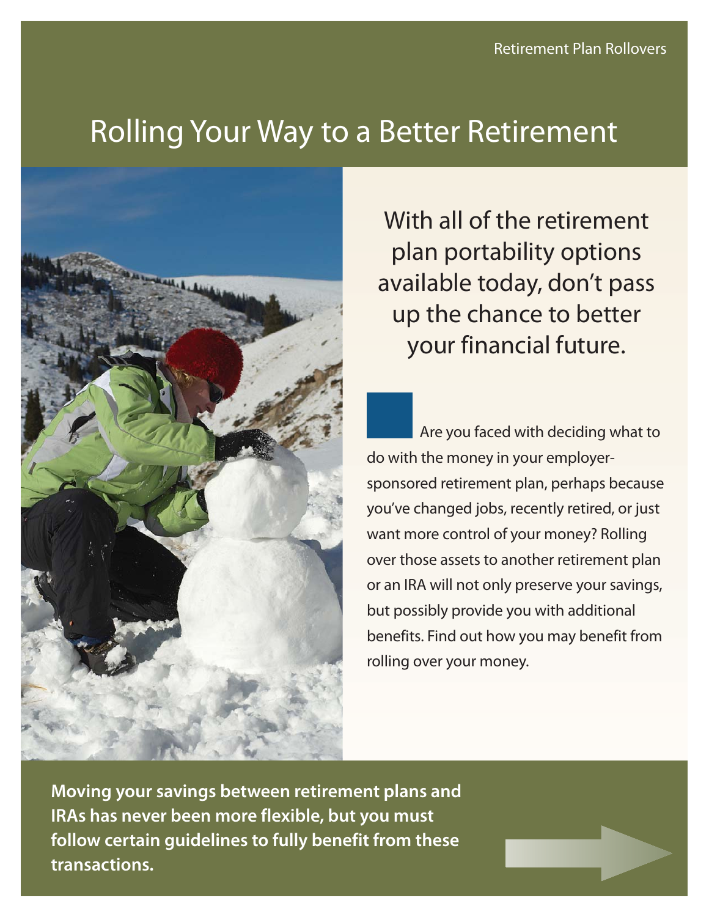Retirement Plan Rollovers

# Rolling Your Way to a Better Retirement

With all of the retirement plan portability options available today, don't pass up the chance to better your financial future.

Are you faced with deciding what to do with the money in your employer-sponsored retirement plan, perhaps because you've changed jobs, recently retired, or just want more control of your money? Rolling over those assets to another retirement plan or an IRA will not only preserve your savings, but possibly provide you with additional benefits. Find out how you may benefit from rolling over your money.

**Moving your savings between retirement plans and IRAs has never been more flexible, but you must follow certain guidelines to fully benefit from these transactions.**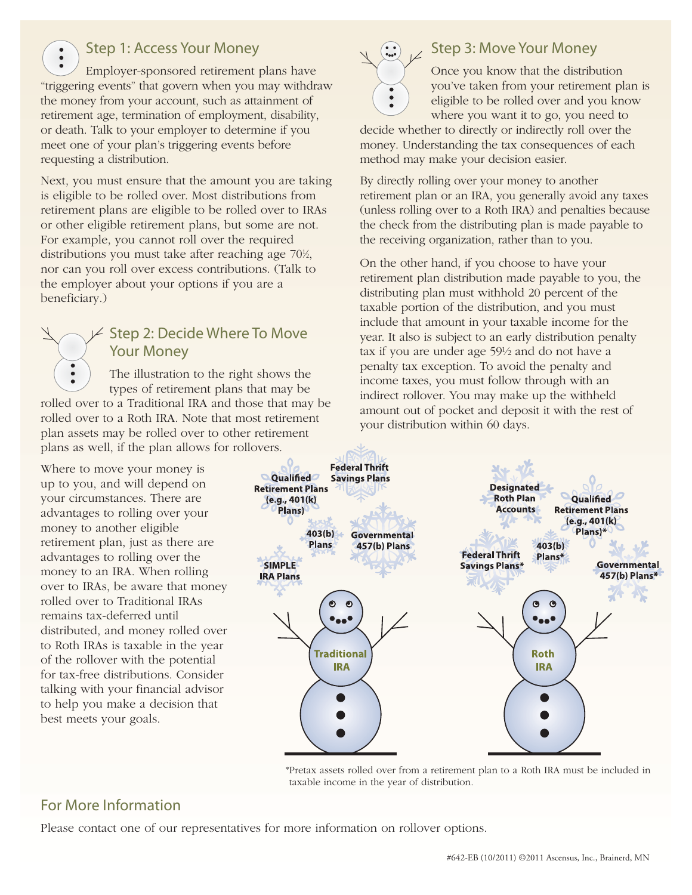## Step 1: Access Your Money

Employer-sponsored retirement plans have "triggering events" that govern when you may withdraw the money from your account, such as attainment of retirement age, termination of employment, disability, or death. Talk to your employer to determine if you meet one of your plan's triggering events before requesting a distribution.

Next, you must ensure that the amount you are taking is eligible to be rolled over. Most distributions from retirement plans are eligible to be rolled over to IRAs or other eligible retirement plans, but some are not. For example, you cannot roll over the required distributions you must take after reaching age 70½, nor can you roll over excess contributions. (Talk to the employer about your options if you are a beneficiary.)

## Step 2: Decide Where To Move Your Money

The illustration to the right shows the types of retirement plans that may be rolled over to a Traditional IRA and those that may be rolled over to a Roth IRA. Note that most retirement plan assets may be rolled over to other retirement plans as well, if the plan allows for rollovers.

Where to move your money is up to you, and will depend on your circumstances. There are advantages to rolling over your money to another eligible retirement plan, just as there are advantages to rolling over the money to an IRA. When rolling over to IRAs, be aware that money rolled over to Traditional IRAs remains tax-deferred until distributed, and money rolled over to Roth IRAs is taxable in the year of the rollover with the potential for tax-free distributions. Consider talking with your financial advisor to help you make a decision that best meets your goals.

## Step 3: Move Your Money

Once you know that the distribution you've taken from your retirement plan is eligible to be rolled over and you know where you want it to go, you need to decide whether to directly or indirectly roll over the money. Understanding the tax consequences of each method may make your decision easier.

By directly rolling over your money to another retirement plan or an IRA, you generally avoid any taxes (unless rolling over to a Roth IRA) and penalties because the check from the distributing plan is made payable to the receiving organization, rather than to you.

On the other hand, if you choose to have your retirement plan distribution made payable to you, the distributing plan must withhold 20 percent of the taxable portion of the distribution, and you must include that amount in your taxable income for the year. It also is subject to an early distribution penalty tax if you are under age 59½ and do not have a penalty tax exception. To avoid the penalty and income taxes, you must follow through with an indirect rollover. You may make up the withheld amount out of pocket and deposit it with the rest of your distribution within 60 days.

Qualified Retirement Plans (e.g., 401(k) Plans)
Federal Thrift Savings Plans
403(b) Plans
Governmental 457(b) Plans
SIMPLE IRA Plans
Traditional IRA

Designated Roth Plan Accounts
Qualified Retirement Plans (e.g., 401(k) Plans)*
Federal Thrift Savings Plans*
403(b) Plans*
Governmental 457(b) Plans*
Roth IRA

*Pretax assets rolled over from a retirement plan to a Roth IRA must be included in taxable income in the year of distribution.

## For More Information

Please contact one of our representatives for more information on rollover options.

#642-EB (10/2011) ©2011 Ascensus, Inc., Brainerd, MN